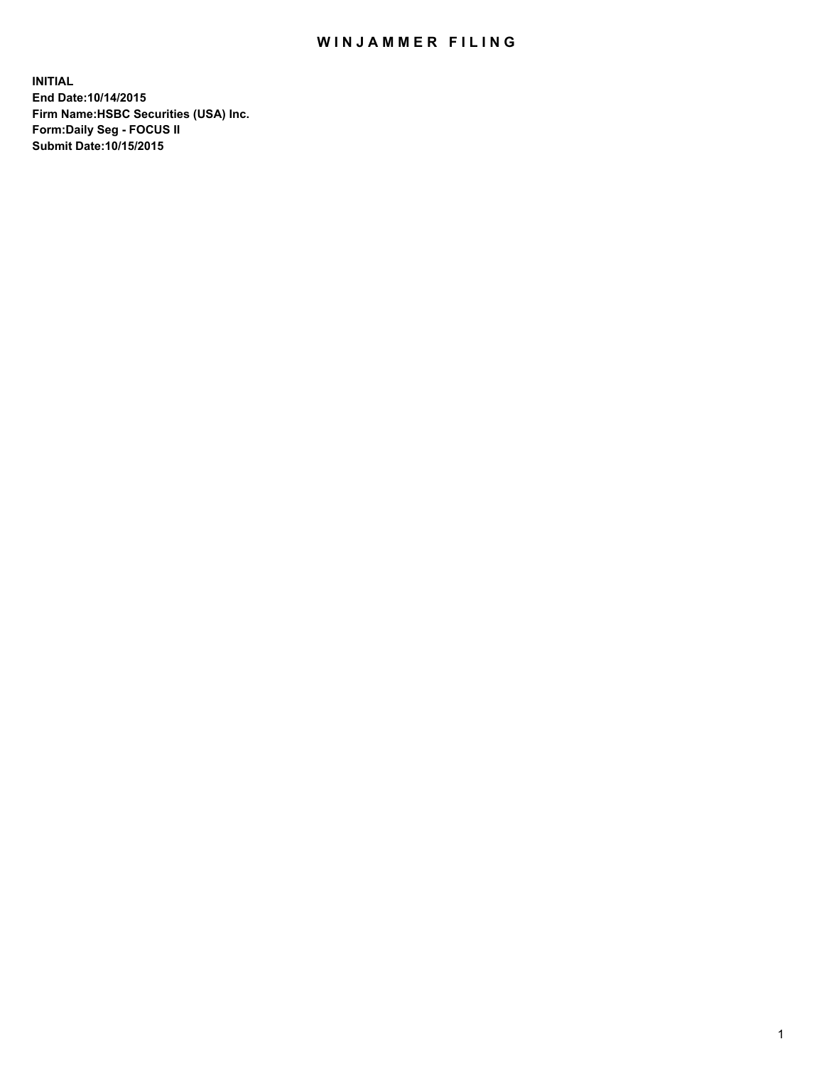# WINJAMMER FILING

**INITIAL**
**End Date:10/14/2015**
**Firm Name:HSBC Securities (USA) Inc.**
**Form:Daily Seg - FOCUS II**
**Submit Date:10/15/2015**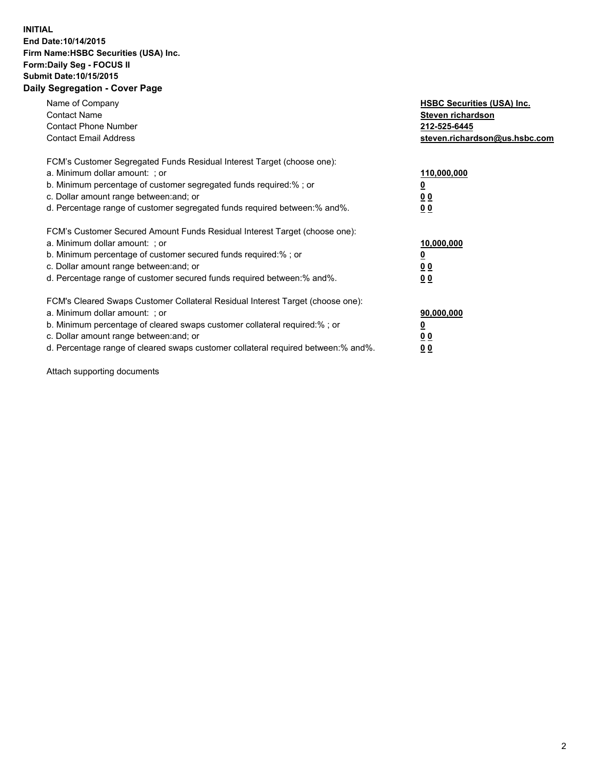**INITIAL**
**End Date:10/14/2015**
**Firm Name:HSBC Securities (USA) Inc.**
**Form:Daily Seg - FOCUS II**
**Submit Date:10/15/2015**

## Daily Segregation - Cover Page

| | |
|---|---|
| Name of Company | **HSBC Securities (USA) Inc.** |
| Contact Name | **Steven richardson** |
| Contact Phone Number | **212-525-6445** |
| Contact Email Address | **steven.richardson@us.hsbc.com** |

| | |
|---|---|
| FCM's Customer Segregated Funds Residual Interest Target (choose one): | |
| a. Minimum dollar amount: ; or | **110,000,000** |
| b. Minimum percentage of customer segregated funds required:% ; or | **0** |
| c. Dollar amount range between:and; or | **0 0** |
| d. Percentage range of customer segregated funds required between:% and%. | **0 0** |
| FCM's Customer Secured Amount Funds Residual Interest Target (choose one): | |
| a. Minimum dollar amount: ; or | **10,000,000** |
| b. Minimum percentage of customer secured funds required:% ; or | **0** |
| c. Dollar amount range between:and; or | **0 0** |
| d. Percentage range of customer secured funds required between:% and%. | **0 0** |
| FCM's Cleared Swaps Customer Collateral Residual Interest Target (choose one): | |
| a. Minimum dollar amount: ; or | **90,000,000** |
| b. Minimum percentage of cleared swaps customer collateral required:% ; or | **0** |
| c. Dollar amount range between:and; or | **0 0** |
| d. Percentage range of cleared swaps customer collateral required between:% and%. | **0 0** |

Attach supporting documents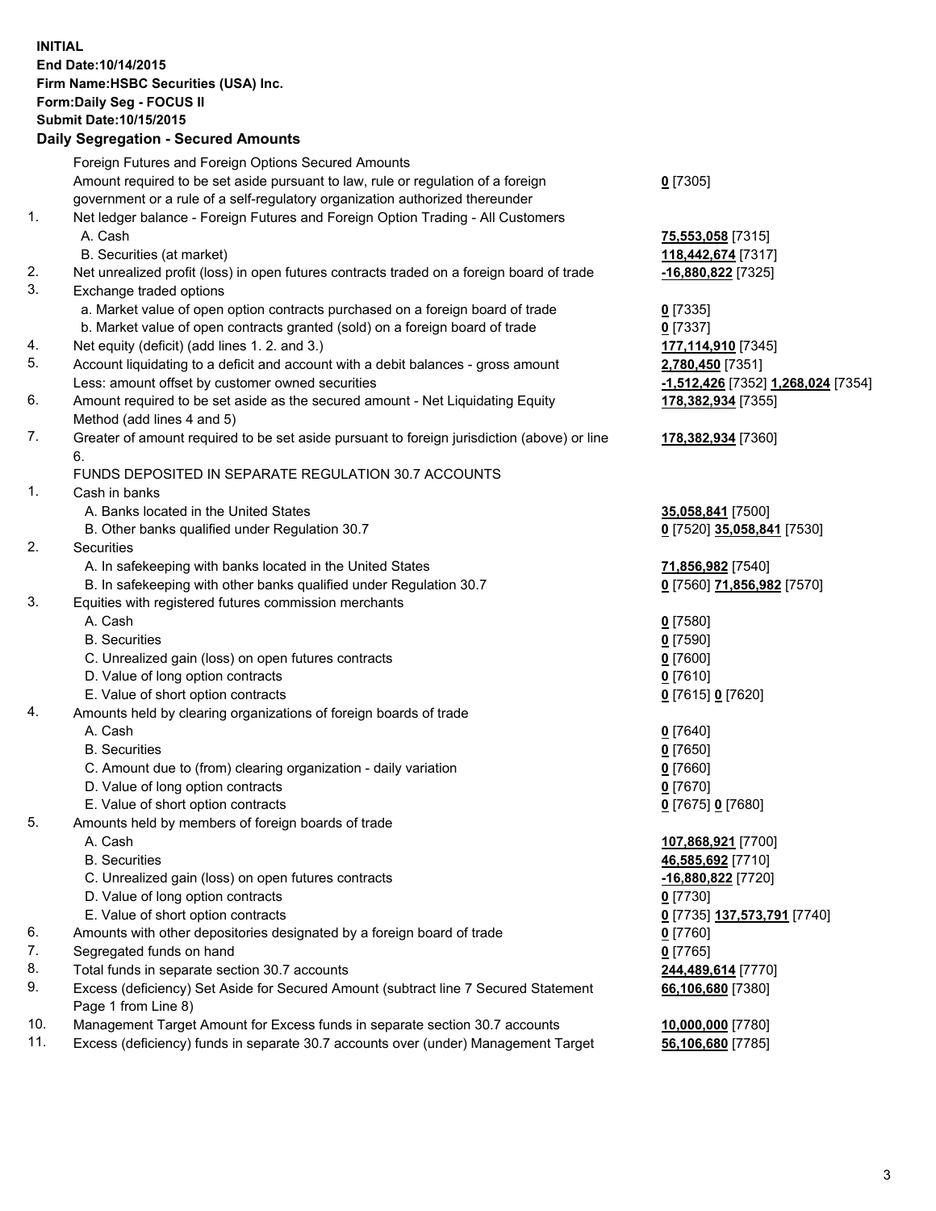**INITIAL**
**End Date:10/14/2015**
**Firm Name:HSBC Securities (USA) Inc.**
**Form:Daily Seg - FOCUS II**
**Submit Date:10/15/2015**

## Daily Segregation - Secured Amounts

| | | |
|---|---|---|
| | Foreign Futures and Foreign Options Secured Amounts | |
| | Amount required to be set aside pursuant to law, rule or regulation of a foreign government or a rule of a self-regulatory organization authorized thereunder | **0** [7305] |
| 1. | Net ledger balance - Foreign Futures and Foreign Option Trading - All Customers | |
| | A. Cash | **75,553,058** [7315] |
| | B. Securities (at market) | **118,442,674** [7317] |
| 2. | Net unrealized profit (loss) in open futures contracts traded on a foreign board of trade | **-16,880,822** [7325] |
| 3. | Exchange traded options | |
| | a. Market value of open option contracts purchased on a foreign board of trade | **0** [7335] |
| | b. Market value of open contracts granted (sold) on a foreign board of trade | **0** [7337] |
| 4. | Net equity (deficit) (add lines 1. 2. and 3.) | **177,114,910** [7345] |
| 5. | Account liquidating to a deficit and account with a debit balances - gross amount | **2,780,450** [7351] |
| | Less: amount offset by customer owned securities | **-1,512,426** [7352] **1,268,024** [7354] |
| 6. | Amount required to be set aside as the secured amount - Net Liquidating Equity Method (add lines 4 and 5) | **178,382,934** [7355] |
| 7. | Greater of amount required to be set aside pursuant to foreign jurisdiction (above) or line 6. | **178,382,934** [7360] |
| | FUNDS DEPOSITED IN SEPARATE REGULATION 30.7 ACCOUNTS | |
| 1. | Cash in banks | |
| | A. Banks located in the United States | **35,058,841** [7500] |
| | B. Other banks qualified under Regulation 30.7 | **0** [7520] **35,058,841** [7530] |
| 2. | Securities | |
| | A. In safekeeping with banks located in the United States | **71,856,982** [7540] |
| | B. In safekeeping with other banks qualified under Regulation 30.7 | **0** [7560] **71,856,982** [7570] |
| 3. | Equities with registered futures commission merchants | |
| | A. Cash | **0** [7580] |
| | B. Securities | **0** [7590] |
| | C. Unrealized gain (loss) on open futures contracts | **0** [7600] |
| | D. Value of long option contracts | **0** [7610] |
| | E. Value of short option contracts | **0** [7615] **0** [7620] |
| 4. | Amounts held by clearing organizations of foreign boards of trade | |
| | A. Cash | **0** [7640] |
| | B. Securities | **0** [7650] |
| | C. Amount due to (from) clearing organization - daily variation | **0** [7660] |
| | D. Value of long option contracts | **0** [7670] |
| | E. Value of short option contracts | **0** [7675] **0** [7680] |
| 5. | Amounts held by members of foreign boards of trade | |
| | A. Cash | **107,868,921** [7700] |
| | B. Securities | **46,585,692** [7710] |
| | C. Unrealized gain (loss) on open futures contracts | **-16,880,822** [7720] |
| | D. Value of long option contracts | **0** [7730] |
| | E. Value of short option contracts | **0** [7735] **137,573,791** [7740] |
| 6. | Amounts with other depositories designated by a foreign board of trade | **0** [7760] |
| 7. | Segregated funds on hand | **0** [7765] |
| 8. | Total funds in separate section 30.7 accounts | **244,489,614** [7770] |
| 9. | Excess (deficiency) Set Aside for Secured Amount (subtract line 7 Secured Statement Page 1 from Line 8) | **66,106,680** [7380] |
| 10. | Management Target Amount for Excess funds in separate section 30.7 accounts | **10,000,000** [7780] |
| 11. | Excess (deficiency) funds in separate 30.7 accounts over (under) Management Target | **56,106,680** [7785] |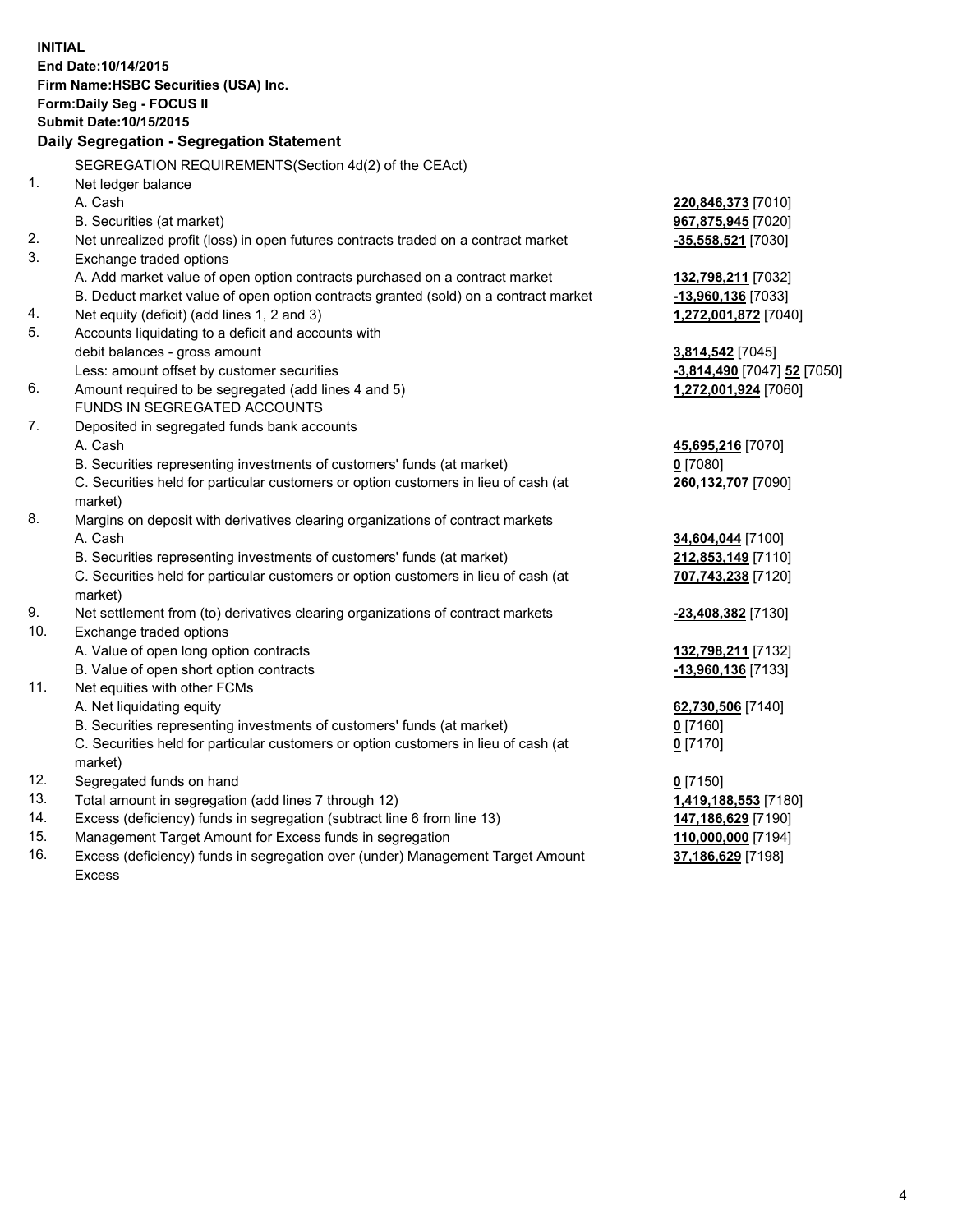**INITIAL**
**End Date:10/14/2015**
**Firm Name:HSBC Securities (USA) Inc.**
**Form:Daily Seg - FOCUS II**
**Submit Date:10/15/2015**

## Daily Segregation - Segregation Statement

| | SEGREGATION REQUIREMENTS(Section 4d(2) of the CEAct) | |
|---|---|---|
| 1. | Net ledger balance | |
| | A. Cash | **220,846,373** [7010] |
| | B. Securities (at market) | **967,875,945** [7020] |
| 2. | Net unrealized profit (loss) in open futures contracts traded on a contract market | **-35,558,521** [7030] |
| 3. | Exchange traded options | |
| | A. Add market value of open option contracts purchased on a contract market | **132,798,211** [7032] |
| | B. Deduct market value of open option contracts granted (sold) on a contract market | **-13,960,136** [7033] |
| 4. | Net equity (deficit) (add lines 1, 2 and 3) | **1,272,001,872** [7040] |
| 5. | Accounts liquidating to a deficit and accounts with | |
| | debit balances - gross amount | **3,814,542** [7045] |
| | Less: amount offset by customer securities | **-3,814,490** [7047] **52** [7050] |
| 6. | Amount required to be segregated (add lines 4 and 5) | **1,272,001,924** [7060] |
| | FUNDS IN SEGREGATED ACCOUNTS | |
| 7. | Deposited in segregated funds bank accounts | |
| | A. Cash | **45,695,216** [7070] |
| | B. Securities representing investments of customers' funds (at market) | **0** [7080] |
| | C. Securities held for particular customers or option customers in lieu of cash (at market) | **260,132,707** [7090] |
| 8. | Margins on deposit with derivatives clearing organizations of contract markets | |
| | A. Cash | **34,604,044** [7100] |
| | B. Securities representing investments of customers' funds (at market) | **212,853,149** [7110] |
| | C. Securities held for particular customers or option customers in lieu of cash (at market) | **707,743,238** [7120] |
| 9. | Net settlement from (to) derivatives clearing organizations of contract markets | **-23,408,382** [7130] |
| 10. | Exchange traded options | |
| | A. Value of open long option contracts | **132,798,211** [7132] |
| | B. Value of open short option contracts | **-13,960,136** [7133] |
| 11. | Net equities with other FCMs | |
| | A. Net liquidating equity | **62,730,506** [7140] |
| | B. Securities representing investments of customers' funds (at market) | **0** [7160] |
| | C. Securities held for particular customers or option customers in lieu of cash (at market) | **0** [7170] |
| 12. | Segregated funds on hand | **0** [7150] |
| 13. | Total amount in segregation (add lines 7 through 12) | **1,419,188,553** [7180] |
| 14. | Excess (deficiency) funds in segregation (subtract line 6 from line 13) | **147,186,629** [7190] |
| 15. | Management Target Amount for Excess funds in segregation | **110,000,000** [7194] |
| 16. | Excess (deficiency) funds in segregation over (under) Management Target Amount Excess | **37,186,629** [7198] |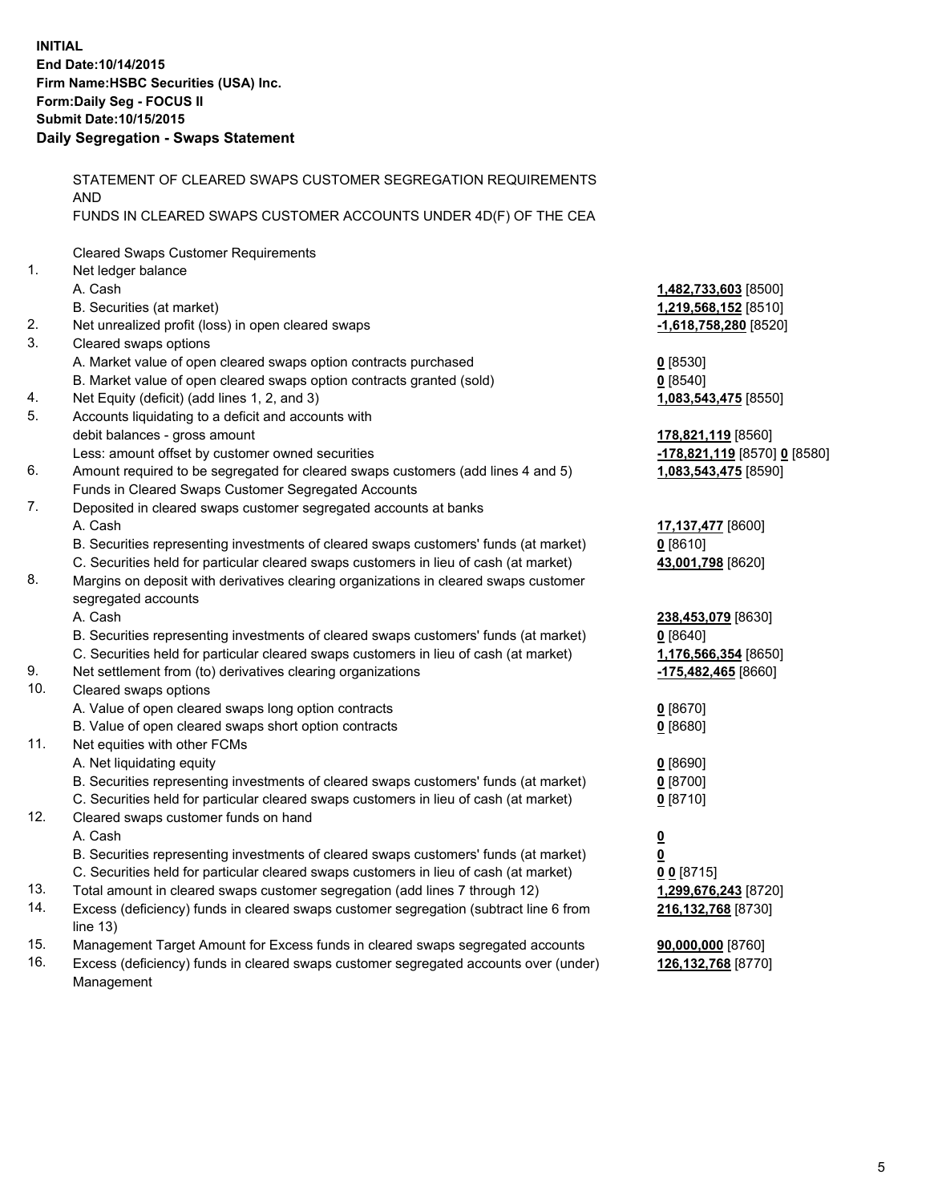**INITIAL**
**End Date:10/14/2015**
**Firm Name:HSBC Securities (USA) Inc.**
**Form:Daily Seg - FOCUS II**
**Submit Date:10/15/2015**
**Daily Segregation - Swaps Statement**

STATEMENT OF CLEARED SWAPS CUSTOMER SEGREGATION REQUIREMENTS AND FUNDS IN CLEARED SWAPS CUSTOMER ACCOUNTS UNDER 4D(F) OF THE CEA

| | | |
|---|---|---|
| | Cleared Swaps Customer Requirements | |
| 1. | Net ledger balance | |
| | A. Cash | **1,482,733,603** [8500] |
| | B. Securities (at market) | **1,219,568,152** [8510] |
| 2. | Net unrealized profit (loss) in open cleared swaps | **-1,618,758,280** [8520] |
| 3. | Cleared swaps options | |
| | A. Market value of open cleared swaps option contracts purchased | **0** [8530] |
| | B. Market value of open cleared swaps option contracts granted (sold) | **0** [8540] |
| 4. | Net Equity (deficit) (add lines 1, 2, and 3) | **1,083,543,475** [8550] |
| 5. | Accounts liquidating to a deficit and accounts with debit balances - gross amount | **178,821,119** [8560] |
| | Less: amount offset by customer owned securities | **-178,821,119** [8570] **0** [8580] |
| 6. | Amount required to be segregated for cleared swaps customers (add lines 4 and 5) | **1,083,543,475** [8590] |
| | Funds in Cleared Swaps Customer Segregated Accounts | |
| 7. | Deposited in cleared swaps customer segregated accounts at banks | |
| | A. Cash | **17,137,477** [8600] |
| | B. Securities representing investments of cleared swaps customers' funds (at market) | **0** [8610] |
| | C. Securities held for particular cleared swaps customers in lieu of cash (at market) | **43,001,798** [8620] |
| 8. | Margins on deposit with derivatives clearing organizations in cleared swaps customer segregated accounts | |
| | A. Cash | **238,453,079** [8630] |
| | B. Securities representing investments of cleared swaps customers' funds (at market) | **0** [8640] |
| | C. Securities held for particular cleared swaps customers in lieu of cash (at market) | **1,176,566,354** [8650] |
| 9. | Net settlement from (to) derivatives clearing organizations | **-175,482,465** [8660] |
| 10. | Cleared swaps options | |
| | A. Value of open cleared swaps long option contracts | **0** [8670] |
| | B. Value of open cleared swaps short option contracts | **0** [8680] |
| 11. | Net equities with other FCMs | |
| | A. Net liquidating equity | **0** [8690] |
| | B. Securities representing investments of cleared swaps customers' funds (at market) | **0** [8700] |
| | C. Securities held for particular cleared swaps customers in lieu of cash (at market) | **0** [8710] |
| 12. | Cleared swaps customer funds on hand | |
| | A. Cash | **0** |
| | B. Securities representing investments of cleared swaps customers' funds (at market) | **0** |
| | C. Securities held for particular cleared swaps customers in lieu of cash (at market) | **0** **0** [8715] |
| 13. | Total amount in cleared swaps customer segregation (add lines 7 through 12) | **1,299,676,243** [8720] |
| 14. | Excess (deficiency) funds in cleared swaps customer segregation (subtract line 6 from line 13) | **216,132,768** [8730] |
| 15. | Management Target Amount for Excess funds in cleared swaps segregated accounts | **90,000,000** [8760] |
| 16. | Excess (deficiency) funds in cleared swaps customer segregated accounts over (under) Management | **126,132,768** [8770] |